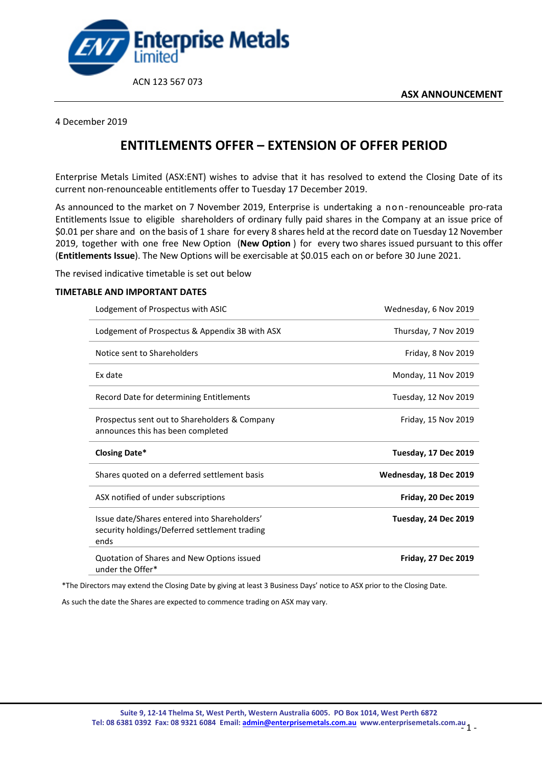Enterprise Metals Limited

ACN 123 567 073

**ASX ANNOUNCEMENT**

4 December 2019

# ENTITLEMENTS OFFER – EXTENSION OF OFFER PERIOD

Enterprise Metals Limited (ASX:ENT) wishes to advise that it has resolved to extend the Closing Date of its current non-renounceable entitlements offer to Tuesday 17 December 2019.

As announced to the market on 7 November 2019, Enterprise is undertaking a non-renounceable pro-rata Entitlements Issue to eligible shareholders of ordinary fully paid shares in the Company at an issue price of $0.01 per share and on the basis of 1 share for every 8 shares held at the record date on Tuesday 12 November 2019, together with one free New Option (**New Option** ) for every two shares issued pursuant to this offer (**Entitlements Issue**). The New Options will be exercisable at $0.015 each on or before 30 June 2021.

The revised indicative timetable is set out below

### TIMETABLE AND IMPORTANT DATES

| | |
|---|---|
| Lodgement of Prospectus with ASIC | Wednesday, 6 Nov 2019 |
| Lodgement of Prospectus & Appendix 3B with ASX | Thursday, 7 Nov 2019 |
| Notice sent to Shareholders | Friday, 8 Nov 2019 |
| Ex date | Monday, 11 Nov 2019 |
| Record Date for determining Entitlements | Tuesday, 12 Nov 2019 |
| Prospectus sent out to Shareholders & Company announces this has been completed | Friday, 15 Nov 2019 |
| **Closing Date*** | **Tuesday, 17 Dec 2019** |
| Shares quoted on a deferred settlement basis | **Wednesday, 18 Dec 2019** |
| ASX notified of under subscriptions | **Friday, 20 Dec 2019** |
| Issue date/Shares entered into Shareholders' security holdings/Deferred settlement trading ends | **Tuesday, 24 Dec 2019** |
| Quotation of Shares and New Options issued under the Offer* | **Friday, 27 Dec 2019** |

*The Directors may extend the Closing Date by giving at least 3 Business Days' notice to ASX prior to the Closing Date.

As such the date the Shares are expected to commence trading on ASX may vary.

Suite 9, 12-14 Thelma St, West Perth, Western Australia 6005. PO Box 1014, West Perth 6872
Tel: 08 6381 0392 Fax: 08 9321 6084 Email: admin@enterprisemetals.com.au www.enterprisemetals.com.au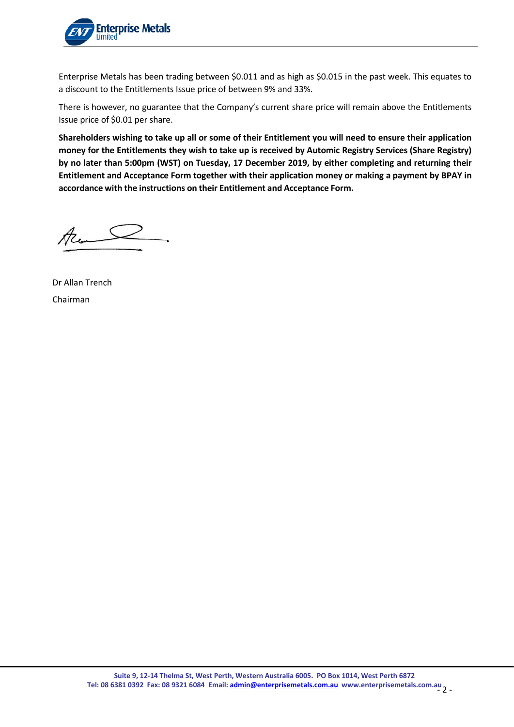Enterprise Metals has been trading between $0.011 and as high as $0.015 in the past week. This equates to a discount to the Entitlements Issue price of between 9% and 33%.

There is however, no guarantee that the Company's current share price will remain above the Entitlements Issue price of $0.01 per share.

**Shareholders wishing to take up all or some of their Entitlement you will need to ensure their application money for the Entitlements they wish to take up is received by Automic Registry Services (Share Registry) by no later than 5:00pm (WST) on Tuesday, 17 December 2019, by either completing and returning their Entitlement and Acceptance Form together with their application money or making a payment by BPAY in accordance with the instructions on their Entitlement and Acceptance Form.**

Dr Allan Trench

Chairman